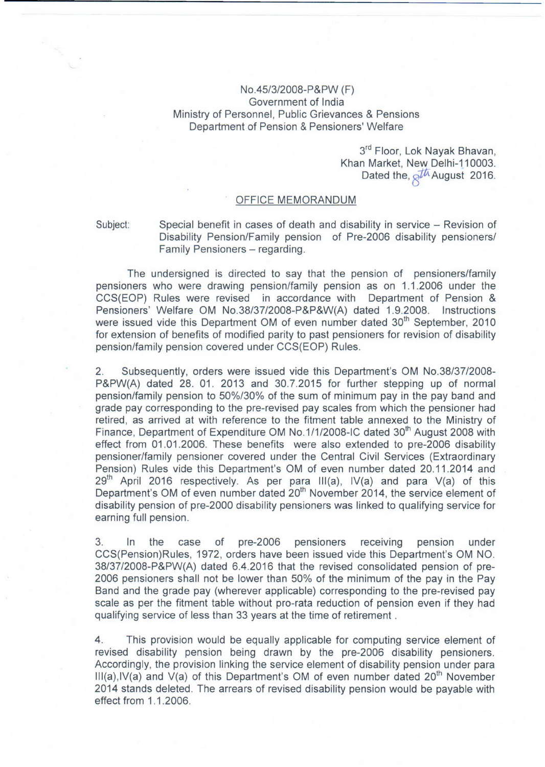No.45/3/2008-P&PW (F)
Government of India
Ministry of Personnel, Public Grievances & Pensions
Department of Pension & Pensioners' Welfare

3rd Floor, Lok Nayak Bhavan,
Khan Market, New Delhi-110003.
Dated the, 8th August 2016.

## OFFICE MEMORANDUM

Subject: Special benefit in cases of death and disability in service – Revision of Disability Pension/Family pension of Pre-2006 disability pensioners/ Family Pensioners – regarding.

The undersigned is directed to say that the pension of pensioners/family pensioners who were drawing pension/family pension as on 1.1.2006 under the CCS(EOP) Rules were revised in accordance with Department of Pension & Pensioners' Welfare OM No.38/37/2008-P&P&W(A) dated 1.9.2008. Instructions were issued vide this Department OM of even number dated 30th September, 2010 for extension of benefits of modified parity to past pensioners for revision of disability pension/family pension covered under CCS(EOP) Rules.

2. Subsequently, orders were issued vide this Department's OM No.38/37/2008-P&PW(A) dated 28. 01. 2013 and 30.7.2015 for further stepping up of normal pension/family pension to 50%/30% of the sum of minimum pay in the pay band and grade pay corresponding to the pre-revised pay scales from which the pensioner had retired, as arrived at with reference to the fitment table annexed to the Ministry of Finance, Department of Expenditure OM No.1/1/2008-IC dated 30th August 2008 with effect from 01.01.2006. These benefits were also extended to pre-2006 disability pensioner/family pensioner covered under the Central Civil Services (Extraordinary Pension) Rules vide this Department's OM of even number dated 20.11.2014 and 29th April 2016 respectively. As per para III(a), IV(a) and para V(a) of this Department's OM of even number dated 20th November 2014, the service element of disability pension of pre-2000 disability pensioners was linked to qualifying service for earning full pension.

3. In the case of pre-2006 pensioners receiving pension under CCS(Pension)Rules, 1972, orders have been issued vide this Department's OM NO. 38/37/2008-P&PW(A) dated 6.4.2016 that the revised consolidated pension of pre-2006 pensioners shall not be lower than 50% of the minimum of the pay in the Pay Band and the grade pay (wherever applicable) corresponding to the pre-revised pay scale as per the fitment table without pro-rata reduction of pension even if they had qualifying service of less than 33 years at the time of retirement .

4. This provision would be equally applicable for computing service element of revised disability pension being drawn by the pre-2006 disability pensioners. Accordingly, the provision linking the service element of disability pension under para III(a),IV(a) and V(a) of this Department's OM of even number dated 20th November 2014 stands deleted. The arrears of revised disability pension would be payable with effect from 1.1.2006.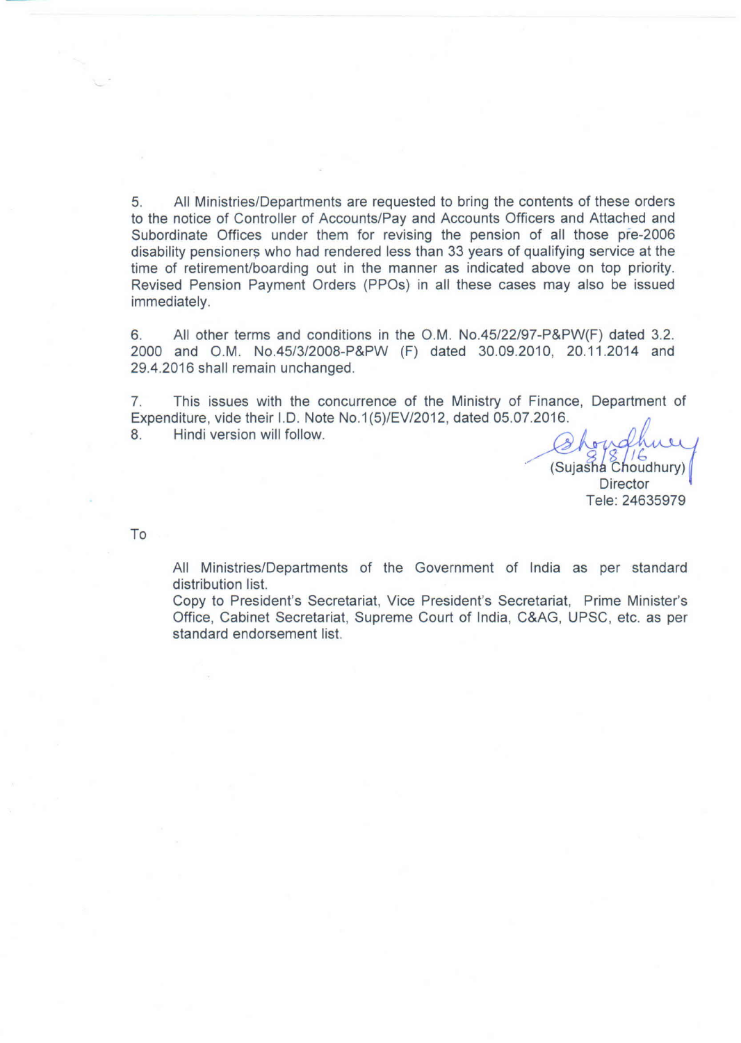5. All Ministries/Departments are requested to bring the contents of these orders to the notice of Controller of Accounts/Pay and Accounts Officers and Attached and Subordinate Offices under them for revising the pension of all those pre-2006 disability pensioners who had rendered less than 33 years of qualifying service at the time of retirement/boarding out in the manner as indicated above on top priority. Revised Pension Payment Orders (PPOs) in all these cases may also be issued immediately.

6. All other terms and conditions in the O.M. No.45/22/97-P&PW(F) dated 3.2.2000 and O.M. No.45/3/2008-P&PW (F) dated 30.09.2010, 20.11.2014 and 29.4.2016 shall remain unchanged.

7. This issues with the concurrence of the Ministry of Finance, Department of Expenditure, vide their I.D. Note No.1(5)/EV/2012, dated 05.07.2016.

8. Hindi version will follow.

8/8/16

(Sujasha Choudhury)
Director
Tele: 24635979

To

All Ministries/Departments of the Government of India as per standard distribution list.

Copy to President's Secretariat, Vice President's Secretariat, Prime Minister's Office, Cabinet Secretariat, Supreme Court of India, C&AG, UPSC, etc. as per standard endorsement list.